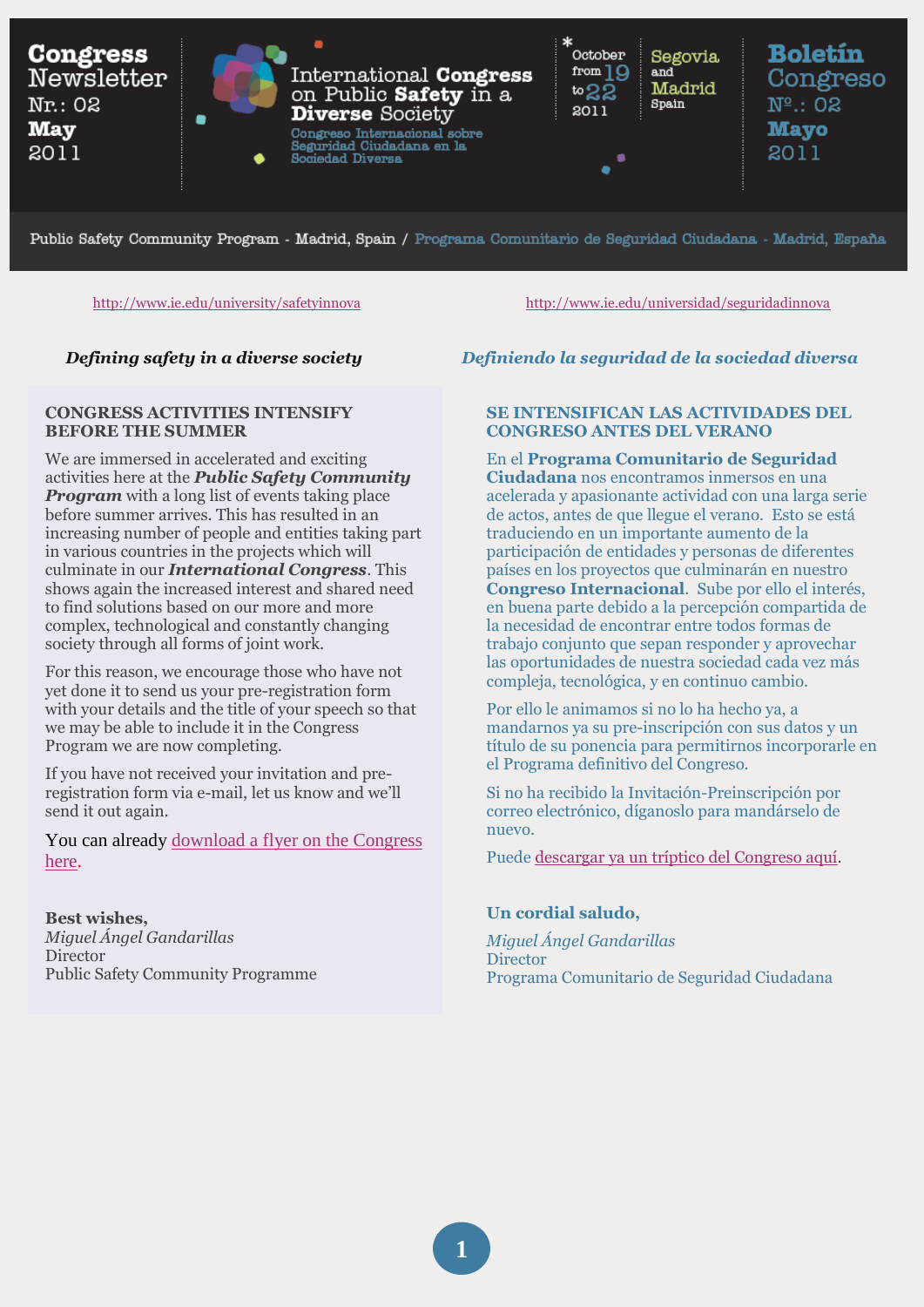**Congress Newsletter**
Nr.: 02
**May** 2011

International **Congress** on Public **Safety** in a **Diverse** Society

Congreso Internacional sobre Seguridad Ciudadana en la Sociedad Diversa

October from 19 to 22 2011

Segovia and Madrid Spain

**Boletín Congreso**
Nº.: 02
**Mayo** 2011

Public Safety Community Program - Madrid, Spain / Programa Comunitario de Seguridad Ciudadana - Madrid, España

http://www.ie.edu/university/safetyinnova

http://www.ie.edu/universidad/seguridadinnova

***Defining safety in a diverse society***

## CONGRESS ACTIVITIES INTENSIFY BEFORE THE SUMMER

We are immersed in accelerated and exciting activities here at the ***Public Safety Community Program*** with a long list of events taking place before summer arrives. This has resulted in an increasing number of people and entities taking part in various countries in the projects which will culminate in our ***International Congress***. This shows again the increased interest and shared need to find solutions based on our more and more complex, technological and constantly changing society through all forms of joint work.

For this reason, we encourage those who have not yet done it to send us your pre-registration form with your details and the title of your speech so that we may be able to include it in the Congress Program we are now completing.

If you have not received your invitation and pre-registration form via e-mail, let us know and we'll send it out again.

You can already download a flyer on the Congress here.

**Best wishes,**
*Miguel Ángel Gandarillas*
Director
Public Safety Community Programme

***Definiendo la seguridad de la sociedad diversa***

## SE INTENSIFICAN LAS ACTIVIDADES DEL CONGRESO ANTES DEL VERANO

En el **Programa Comunitario de Seguridad Ciudadana** nos encontramos inmersos en una acelerada y apasionante actividad con una larga serie de actos, antes de que llegue el verano. Esto se está traduciendo en un importante aumento de la participación de entidades y personas de diferentes países en los proyectos que culminarán en nuestro **Congreso Internacional**. Sube por ello el interés, en buena parte debido a la percepción compartida de la necesidad de encontrar entre todos formas de trabajo conjunto que sepan responder y aprovechar las oportunidades de nuestra sociedad cada vez más compleja, tecnológica, y en continuo cambio.

Por ello le animamos si no lo ha hecho ya, a mandarnos ya su pre-inscripción con sus datos y un título de su ponencia para permitirnos incorporarle en el Programa definitivo del Congreso.

Si no ha recibido la Invitación-Preinscripción por correo electrónico, díganoslo para mandárselo de nuevo.

Puede descargar ya un tríptico del Congreso aquí.

**Un cordial saludo,**
*Miguel Ángel Gandarillas*
Director
Programa Comunitario de Seguridad Ciudadana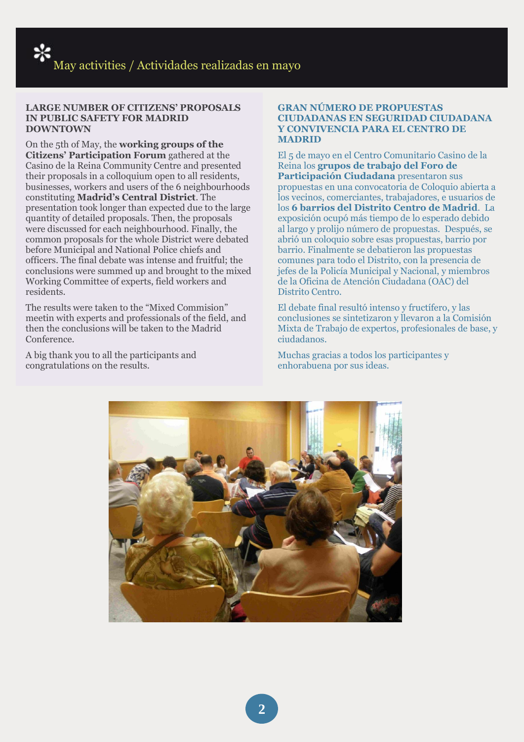# May activities / Actividades realizadas en mayo

## LARGE NUMBER OF CITIZENS' PROPOSALS IN PUBLIC SAFETY FOR MADRID DOWNTOWN

On the 5th of May, the **working groups of the Citizens' Participation Forum** gathered at the Casino de la Reina Community Centre and presented their proposals in a colloquium open to all residents, businesses, workers and users of the 6 neighbourhoods constituting **Madrid's Central District**. The presentation took longer than expected due to the large quantity of detailed proposals. Then, the proposals were discussed for each neighbourhood. Finally, the common proposals for the whole District were debated before Municipal and National Police chiefs and officers. The final debate was intense and fruitful; the conclusions were summed up and brought to the mixed Working Committee of experts, field workers and residents.

The results were taken to the "Mixed Commision" meetin with experts and professionals of the field, and then the conclusions will be taken to the Madrid Conference.

A big thank you to all the participants and congratulations on the results.

## GRAN NÚMERO DE PROPUESTAS CIUDADANAS EN SEGURIDAD CIUDADANA Y CONVIVENCIA PARA EL CENTRO DE MADRID

El 5 de mayo en el Centro Comunitario Casino de la Reina los **grupos de trabajo del Foro de Participación Ciudadana** presentaron sus propuestas en una convocatoria de Coloquio abierta a los vecinos, comerciantes, trabajadores, e usuarios de los **6 barrios del Distrito Centro de Madrid**. La exposición ocupó más tiempo de lo esperado debido al largo y prolijo número de propuestas. Después, se abrió un coloquio sobre esas propuestas, barrio por barrio. Finalmente se debatieron las propuestas comunes para todo el Distrito, con la presencia de jefes de la Policía Municipal y Nacional, y miembros de la Oficina de Atención Ciudadana (OAC) del Distrito Centro.

El debate final resultó intenso y fructífero, y las conclusiones se sintetizaron y llevaron a la Comisión Mixta de Trabajo de expertos, profesionales de base, y ciudadanos.

Muchas gracias a todos los participantes y enhorabuena por sus ideas.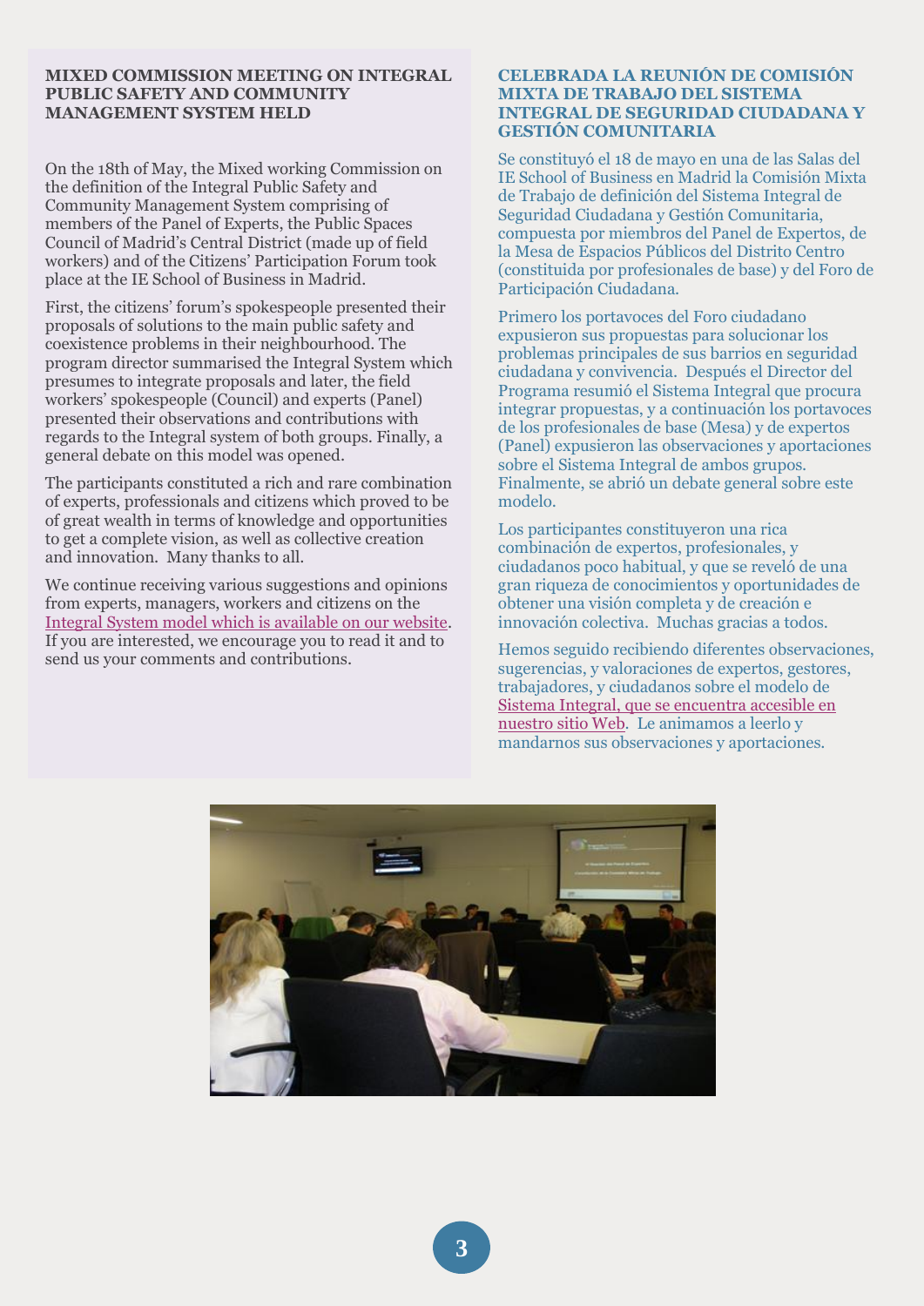## MIXED COMMISSION MEETING ON INTEGRAL PUBLIC SAFETY AND COMMUNITY MANAGEMENT SYSTEM HELD

On the 18th of May, the Mixed working Commission on the definition of the Integral Public Safety and Community Management System comprising of members of the Panel of Experts, the Public Spaces Council of Madrid's Central District (made up of field workers) and of the Citizens' Participation Forum took place at the IE School of Business in Madrid.

First, the citizens' forum's spokespeople presented their proposals of solutions to the main public safety and coexistence problems in their neighbourhood. The program director summarised the Integral System which presumes to integrate proposals and later, the field workers' spokespeople (Council) and experts (Panel) presented their observations and contributions with regards to the Integral system of both groups. Finally, a general debate on this model was opened.

The participants constituted a rich and rare combination of experts, professionals and citizens which proved to be of great wealth in terms of knowledge and opportunities to get a complete vision, as well as collective creation and innovation. Many thanks to all.

We continue receiving various suggestions and opinions from experts, managers, workers and citizens on the Integral System model which is available on our website. If you are interested, we encourage you to read it and to send us your comments and contributions.

## CELEBRADA LA REUNIÓN DE COMISIÓN MIXTA DE TRABAJO DEL SISTEMA INTEGRAL DE SEGURIDAD CIUDADANA Y GESTIÓN COMUNITARIA

Se constituyó el 18 de mayo en una de las Salas del IE School of Business en Madrid la Comisión Mixta de Trabajo de definición del Sistema Integral de Seguridad Ciudadana y Gestión Comunitaria, compuesta por miembros del Panel de Expertos, de la Mesa de Espacios Públicos del Distrito Centro (constituida por profesionales de base) y del Foro de Participación Ciudadana.

Primero los portavoces del Foro ciudadano expusieron sus propuestas para solucionar los problemas principales de sus barrios en seguridad ciudadana y convivencia. Después el Director del Programa resumió el Sistema Integral que procura integrar propuestas, y a continuación los portavoces de los profesionales de base (Mesa) y de expertos (Panel) expusieron las observaciones y aportaciones sobre el Sistema Integral de ambos grupos. Finalmente, se abrió un debate general sobre este modelo.

Los participantes constituyeron una rica combinación de expertos, profesionales, y ciudadanos poco habitual, y que se reveló de una gran riqueza de conocimientos y oportunidades de obtener una visión completa y de creación e innovación colectiva. Muchas gracias a todos.

Hemos seguido recibiendo diferentes observaciones, sugerencias, y valoraciones de expertos, gestores, trabajadores, y ciudadanos sobre el modelo de Sistema Integral, que se encuentra accesible en nuestro sitio Web. Le animamos a leerlo y mandarnos sus observaciones y aportaciones.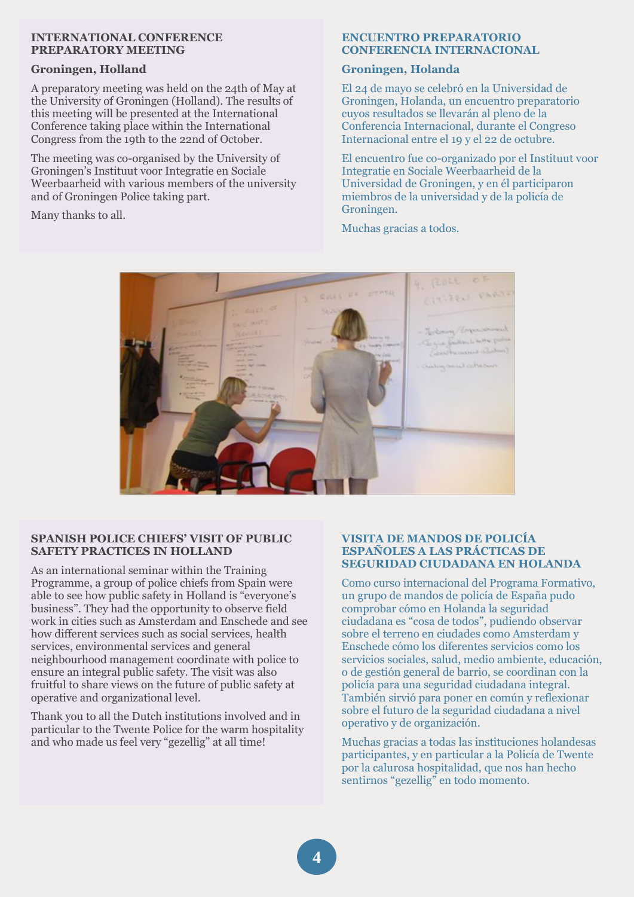## INTERNATIONAL CONFERENCE PREPARATORY MEETING

### Groningen, Holland

A preparatory meeting was held on the 24th of May at the University of Groningen (Holland). The results of this meeting will be presented at the International Conference taking place within the International Congress from the 19th to the 22nd of October.

The meeting was co-organised by the University of Groningen's Instituut voor Integratie en Sociale Weerbaarheid with various members of the university and of Groningen Police taking part.

Many thanks to all.

## ENCUENTRO PREPARATORIO CONFERENCIA INTERNACIONAL

### Groningen, Holanda

El 24 de mayo se celebró en la Universidad de Groningen, Holanda, un encuentro preparatorio cuyos resultados se llevarán al pleno de la Conferencia Internacional, durante el Congreso Internacional entre el 19 y el 22 de octubre.

El encuentro fue co-organizado por el Instituut voor Integratie en Sociale Weerbaarheid de la Universidad de Groningen, y en él participaron miembros de la universidad y de la policía de Groningen.

Muchas gracias a todos.

## SPANISH POLICE CHIEFS' VISIT OF PUBLIC SAFETY PRACTICES IN HOLLAND

As an international seminar within the Training Programme, a group of police chiefs from Spain were able to see how public safety in Holland is "everyone's business". They had the opportunity to observe field work in cities such as Amsterdam and Enschede and see how different services such as social services, health services, environmental services and general neighbourhood management coordinate with police to ensure an integral public safety. The visit was also fruitful to share views on the future of public safety at operative and organizational level.

Thank you to all the Dutch institutions involved and in particular to the Twente Police for the warm hospitality and who made us feel very "gezellig" at all time!

## VISITA DE MANDOS DE POLICÍA ESPAÑOLES A LAS PRÁCTICAS DE SEGURIDAD CIUDADANA EN HOLANDA

Como curso internacional del Programa Formativo, un grupo de mandos de policía de España pudo comprobar cómo en Holanda la seguridad ciudadana es "cosa de todos", pudiendo observar sobre el terreno en ciudades como Amsterdam y Enschede cómo los diferentes servicios como los servicios sociales, salud, medio ambiente, educación, o de gestión general de barrio, se coordinan con la policía para una seguridad ciudadana integral. También sirvió para poner en común y reflexionar sobre el futuro de la seguridad ciudadana a nivel operativo y de organización.

Muchas gracias a todas las instituciones holandesas participantes, y en particular a la Policía de Twente por la calurosa hospitalidad, que nos han hecho sentirnos "gezellig" en todo momento.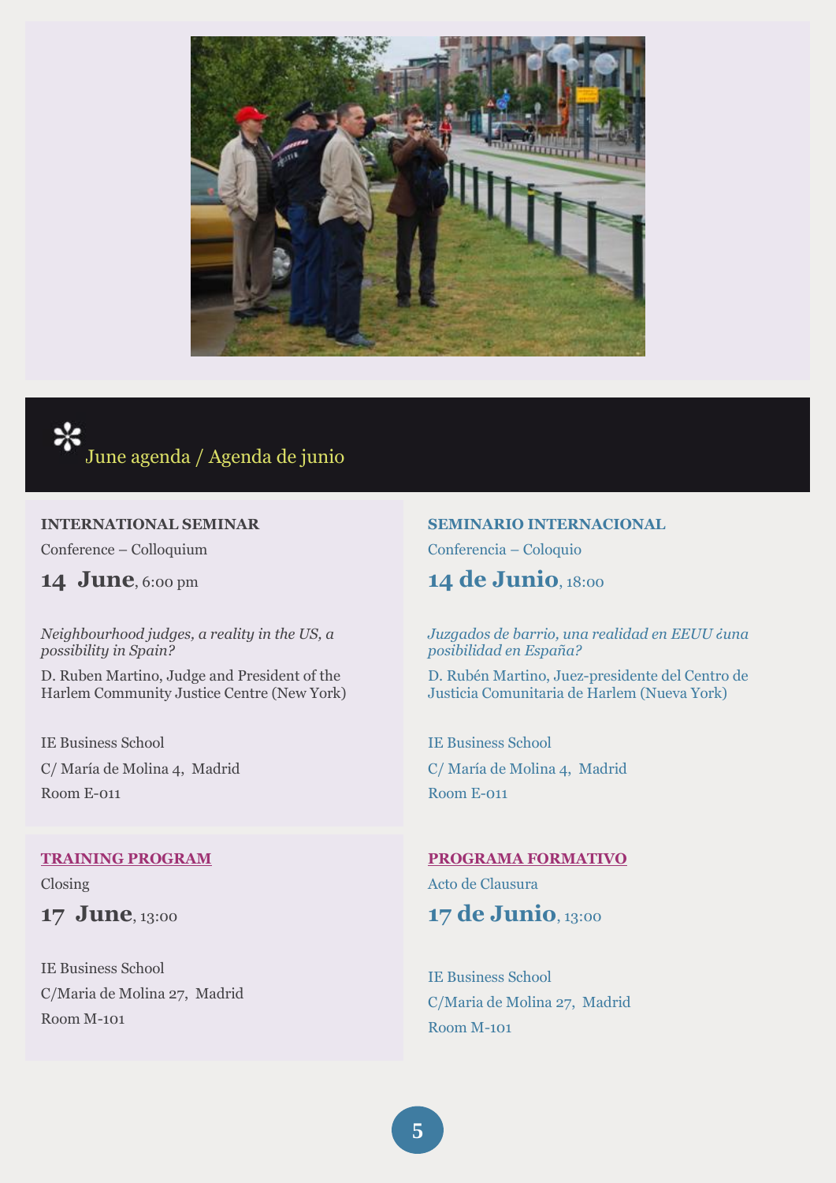## June agenda / Agenda de junio

**INTERNATIONAL SEMINAR**

Conference – Colloquium

**14 June**, 6:00 pm

*Neighbourhood judges, a reality in the US, a possibility in Spain?*

D. Ruben Martino, Judge and President of the Harlem Community Justice Centre (New York)

IE Business School

C/ María de Molina 4, Madrid

Room E-011

**SEMINARIO INTERNACIONAL**

Conferencia – Coloquio

**14 de Junio**, 18:00

*Juzgados de barrio, una realidad en EEUU ¿una posibilidad en España?*

D. Rubén Martino, Juez-presidente del Centro de Justicia Comunitaria de Harlem (Nueva York)

IE Business School

C/ María de Molina 4, Madrid

Room E-011

**TRAINING PROGRAM**

Closing

**17 June**, 13:00

IE Business School

C/Maria de Molina 27, Madrid

Room M-101

**PROGRAMA FORMATIVO**

Acto de Clausura

**17 de Junio**, 13:00

IE Business School

C/Maria de Molina 27, Madrid

Room M-101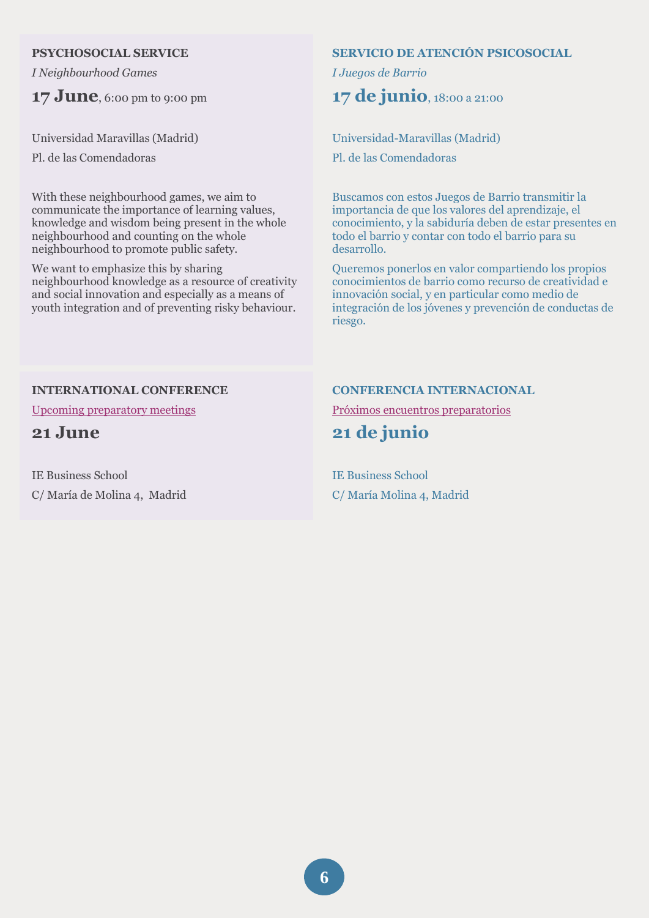## PSYCHOSOCIAL SERVICE

*I Neighbourhood Games*

**17 June**, 6:00 pm to 9:00 pm

Universidad Maravillas (Madrid)

Pl. de las Comendadoras

With these neighbourhood games, we aim to communicate the importance of learning values, knowledge and wisdom being present in the whole neighbourhood and counting on the whole neighbourhood to promote public safety.

We want to emphasize this by sharing neighbourhood knowledge as a resource of creativity and social innovation and especially as a means of youth integration and of preventing risky behaviour.

## SERVICIO DE ATENCIÓN PSICOSOCIAL

*I Juegos de Barrio*

**17 de junio**, 18:00 a 21:00

Universidad-Maravillas (Madrid)

Pl. de las Comendadoras

Buscamos con estos Juegos de Barrio transmitir la importancia de que los valores del aprendizaje, el conocimiento, y la sabiduría deben de estar presentes en todo el barrio y contar con todo el barrio para su desarrollo.

Queremos ponerlos en valor compartiendo los propios conocimientos de barrio como recurso de creatividad e innovación social, y en particular como medio de integración de los jóvenes y prevención de conductas de riesgo.

## INTERNATIONAL CONFERENCE

Upcoming preparatory meetings

**21 June**

IE Business School

C/ María de Molina 4, Madrid

## CONFERENCIA INTERNACIONAL

Próximos encuentros preparatorios

**21 de junio**

IE Business School

C/ María Molina 4, Madrid